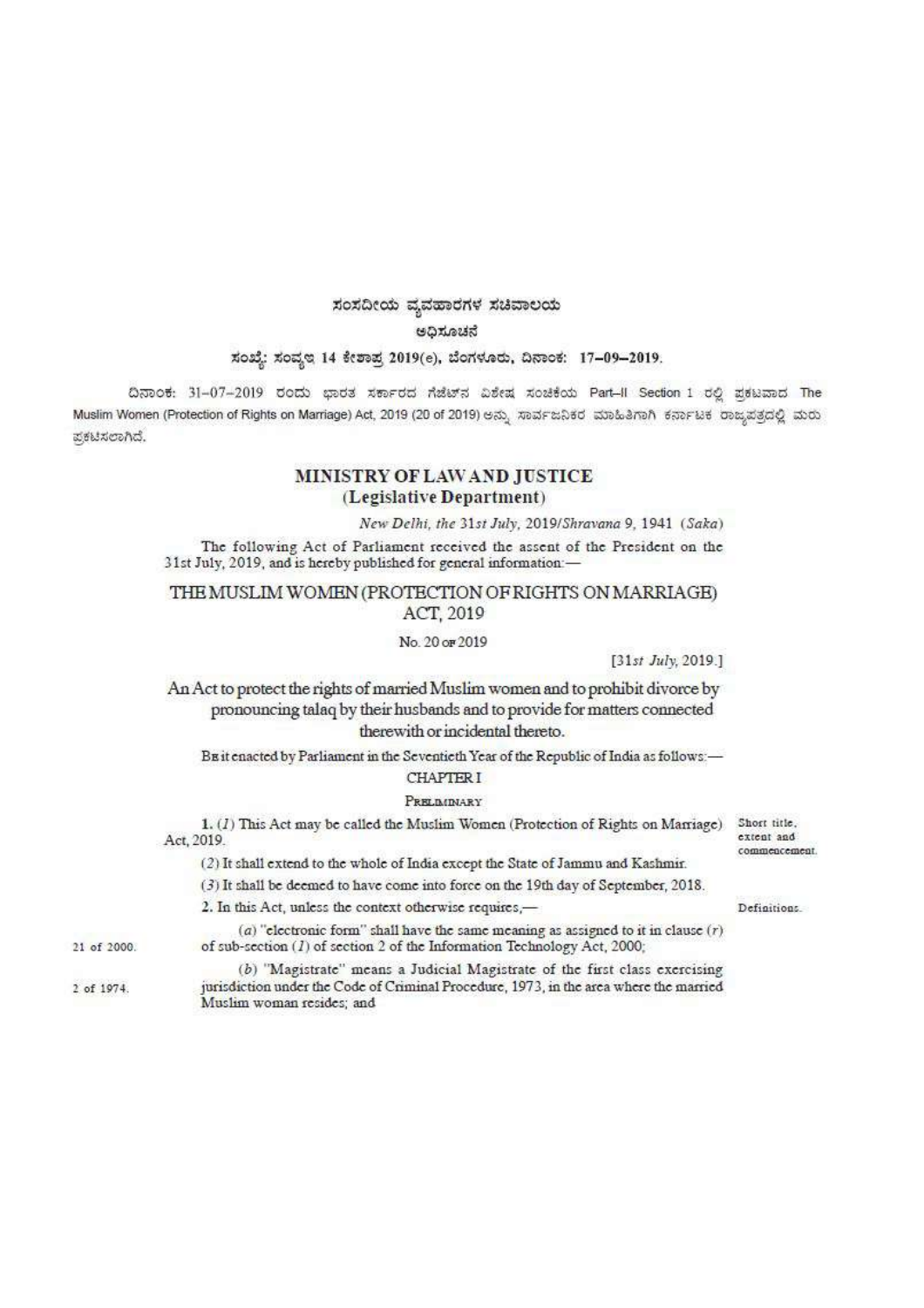ಸಂಸದೀಯ ವ್ಯವಹಾರಗಳ ಸಚಿವಾಲಯ

ಅಧಿಸೂಚನೆ

ಸಂಖ್ಯೆ: ಸಂವ್ಯಇ 14 ಕೇಶಾಪ್ರ 2019(e), ಬೆಂಗಳೂರು, ದಿನಾಂಕ: 17–09–2019.

ದಿನಾಂಕ: 31–07–2019 ರಂದು ಭಾರತ ಸರ್ಕಾರದ ಗೆಜೆಟ್‌ನ ವಿಶೇಷ ಸಂಚಿಕೆಯ Part–II Section 1 ರಲ್ಲಿ ಪ್ರಕಟವಾದ The Muslim Women (Protection of Rights on Marriage) Act, 2019 (20 of 2019) ಅನ್ನು ಸಾರ್ವಜನಿಕರ ಮಾಹಿತಿಗಾಗಿ ಕರ್ನಾಟಕ ರಾಜ್ಯಪತ್ರದಲ್ಲಿ ಮರು ಪ್ರಕಟಿಸಲಾಗಿದೆ.

## MINISTRY OF LAW AND JUSTICE
### (Legislative Department)

*New Delhi, the 31st July, 2019/Shravana 9, 1941 (Saka)*

The following Act of Parliament received the assent of the President on the 31st July, 2019, and is hereby published for general information:—

## THE MUSLIM WOMEN (PROTECTION OF RIGHTS ON MARRIAGE) ACT, 2019

No. 20 of 2019

[*31st July*, 2019.]

An Act to protect the rights of married Muslim women and to prohibit divorce by pronouncing talaq by their husbands and to provide for matters connected therewith or incidental thereto.

Be it enacted by Parliament in the Seventieth Year of the Republic of India as follows:—

### CHAPTER I

PRELIMINARY

Short title, extent and commencement.

1. (*1*) This Act may be called the Muslim Women (Protection of Rights on Marriage) Act, 2019.

(*2*) It shall extend to the whole of India except the State of Jammu and Kashmir.

(*3*) It shall be deemed to have come into force on the 19th day of September, 2018.

Definitions.

2. In this Act, unless the context otherwise requires,—

(*a*) "electronic form" shall have the same meaning as assigned to it in clause (*r*) of sub-section (*1*) of section 2 of the Information Technology Act, 2000; (21 of 2000.)

(*b*) "Magistrate" means a Judicial Magistrate of the first class exercising jurisdiction under the Code of Criminal Procedure, 1973, in the area where the married Muslim woman resides; and (2 of 1974.)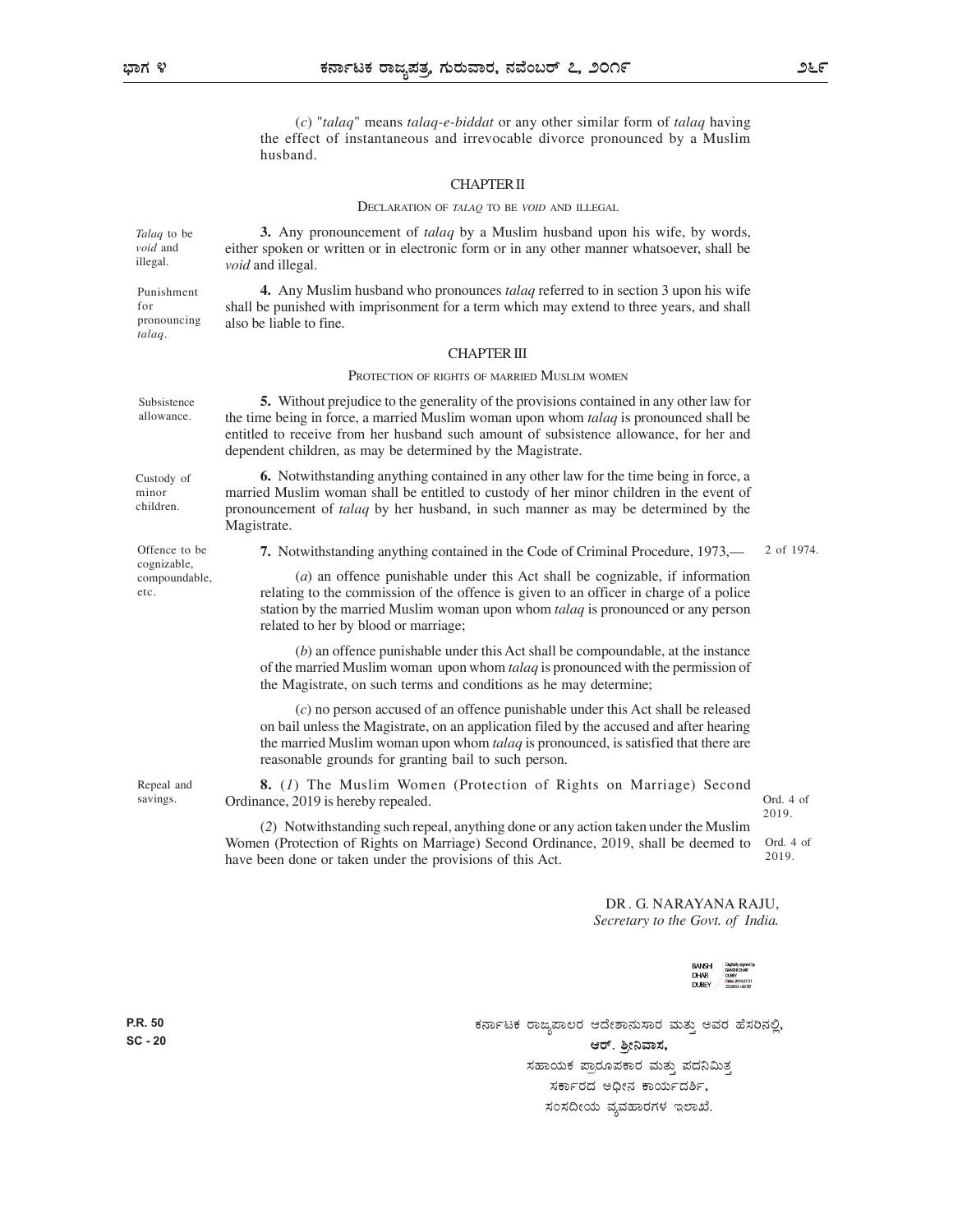(*c*) "*talaq*" means *talaq-e-biddat* or any other similar form of *talaq* having the effect of instantaneous and irrevocable divorce pronounced by a Muslim husband.

## CHAPTER II

### DECLARATION OF *TALAQ* TO BE *VOID* AND ILLEGAL

*Talaq* to be *void* and illegal.

**3.** Any pronouncement of *talaq* by a Muslim husband upon his wife, by words, either spoken or written or in electronic form or in any other manner whatsoever, shall be *void* and illegal.

Punishment for pronouncing *talaq*.

**4.** Any Muslim husband who pronounces *talaq* referred to in section 3 upon his wife shall be punished with imprisonment for a term which may extend to three years, and shall also be liable to fine.

## CHAPTER III

### PROTECTION OF RIGHTS OF MARRIED MUSLIM WOMEN

Subsistence allowance.

**5.** Without prejudice to the generality of the provisions contained in any other law for the time being in force, a married Muslim woman upon whom *talaq* is pronounced shall be entitled to receive from her husband such amount of subsistence allowance, for her and dependent children, as may be determined by the Magistrate.

Custody of minor children.

**6.** Notwithstanding anything contained in any other law for the time being in force, a married Muslim woman shall be entitled to custody of her minor children in the event of pronouncement of *talaq* by her husband, in such manner as may be determined by the Magistrate.

Offence to be cognizable, compoundable, etc.

**7.** Notwithstanding anything contained in the Code of Criminal Procedure, 1973,— (2 of 1974.)

(*a*) an offence punishable under this Act shall be cognizable, if information relating to the commission of the offence is given to an officer in charge of a police station by the married Muslim woman upon whom *talaq* is pronounced or any person related to her by blood or marriage;

(*b*) an offence punishable under this Act shall be compoundable, at the instance of the married Muslim woman upon whom *talaq* is pronounced with the permission of the Magistrate, on such terms and conditions as he may determine;

(*c*) no person accused of an offence punishable under this Act shall be released on bail unless the Magistrate, on an application filed by the accused and after hearing the married Muslim woman upon whom *talaq* is pronounced, is satisfied that there are reasonable grounds for granting bail to such person.

Repeal and savings.

**8.** (*1*) The Muslim Women (Protection of Rights on Marriage) Second Ordinance, 2019 is hereby repealed. (Ord. 4 of 2019.)

(*2*) Notwithstanding such repeal, anything done or any action taken under the Muslim Women (Protection of Rights on Marriage) Second Ordinance, 2019, shall be deemed to have been done or taken under the provisions of this Act. (Ord. 4 of 2019.)

DR. G. NARAYANA RAJU,
*Secretary to the Govt. of India.*

P.R. 50
SC - 20

ಕರ್ನಾಟಕ ರಾಜ್ಯಪಾಲರ ಆದೇಶಾನುಸಾರ ಮತ್ತು ಅವರ ಹೆಸರಿನಲ್ಲಿ,
**ಆರ್. ಶ್ರೀನಿವಾಸ,**
ಸಹಾಯಕ ಪ್ರಾರೂಪಕಾರ ಮತ್ತು ಪದನಿಮಿತ್ತ
ಸರ್ಕಾರದ ಅಧೀನ ಕಾರ್ಯದರ್ಶಿ,
ಸಂಸದೀಯ ವ್ಯವಹಾರಗಳ ಇಲಾಖೆ.